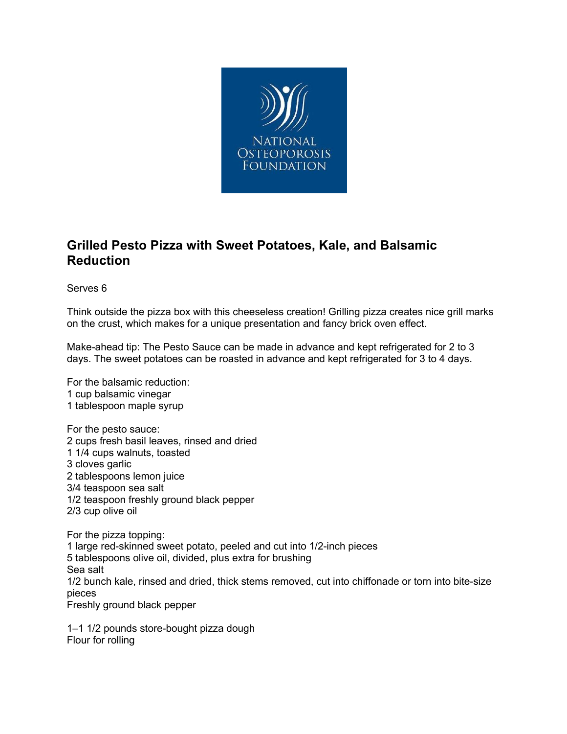NATIONAL OSTEOPOROSIS FOUNDATION

# Grilled Pesto Pizza with Sweet Potatoes, Kale, and Balsamic Reduction

Serves 6

Think outside the pizza box with this cheeseless creation! Grilling pizza creates nice grill marks on the crust, which makes for a unique presentation and fancy brick oven effect.

Make-ahead tip: The Pesto Sauce can be made in advance and kept refrigerated for 2 to 3 days. The sweet potatoes can be roasted in advance and kept refrigerated for 3 to 4 days.

For the balsamic reduction:
1 cup balsamic vinegar
1 tablespoon maple syrup

For the pesto sauce:
2 cups fresh basil leaves, rinsed and dried
1 1/4 cups walnuts, toasted
3 cloves garlic
2 tablespoons lemon juice
3/4 teaspoon sea salt
1/2 teaspoon freshly ground black pepper
2/3 cup olive oil

For the pizza topping:
1 large red-skinned sweet potato, peeled and cut into 1/2-inch pieces
5 tablespoons olive oil, divided, plus extra for brushing
Sea salt
1/2 bunch kale, rinsed and dried, thick stems removed, cut into chiffonade or torn into bite-size pieces
Freshly ground black pepper

1–1 1/2 pounds store-bought pizza dough
Flour for rolling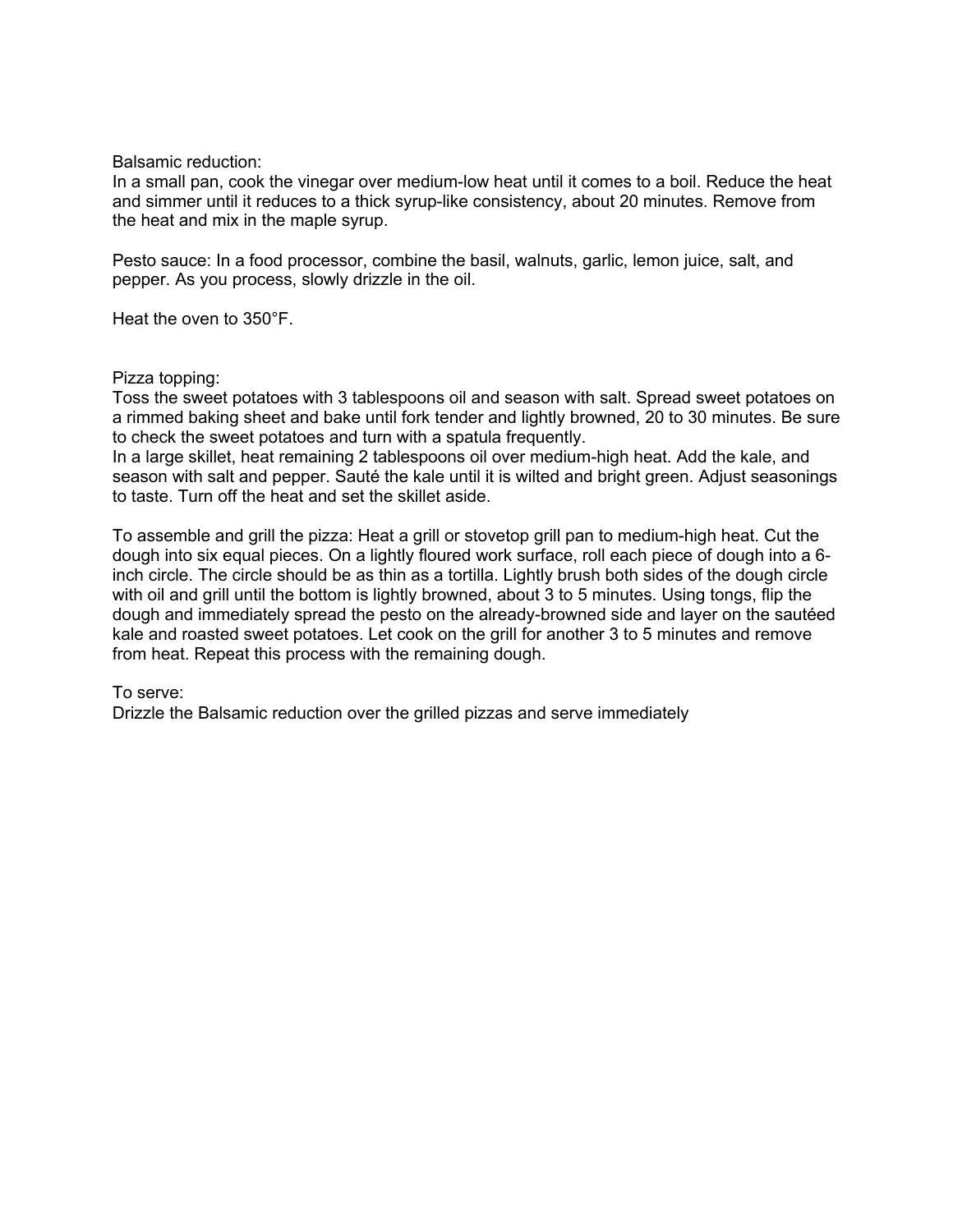Balsamic reduction:
In a small pan, cook the vinegar over medium-low heat until it comes to a boil. Reduce the heat and simmer until it reduces to a thick syrup-like consistency, about 20 minutes. Remove from the heat and mix in the maple syrup.

Pesto sauce: In a food processor, combine the basil, walnuts, garlic, lemon juice, salt, and pepper. As you process, slowly drizzle in the oil.

Heat the oven to 350°F.

Pizza topping:
Toss the sweet potatoes with 3 tablespoons oil and season with salt. Spread sweet potatoes on a rimmed baking sheet and bake until fork tender and lightly browned, 20 to 30 minutes. Be sure to check the sweet potatoes and turn with a spatula frequently.
In a large skillet, heat remaining 2 tablespoons oil over medium-high heat. Add the kale, and season with salt and pepper. Sauté the kale until it is wilted and bright green. Adjust seasonings to taste. Turn off the heat and set the skillet aside.

To assemble and grill the pizza: Heat a grill or stovetop grill pan to medium-high heat. Cut the dough into six equal pieces. On a lightly floured work surface, roll each piece of dough into a 6-inch circle. The circle should be as thin as a tortilla. Lightly brush both sides of the dough circle with oil and grill until the bottom is lightly browned, about 3 to 5 minutes. Using tongs, flip the dough and immediately spread the pesto on the already-browned side and layer on the sautéed kale and roasted sweet potatoes. Let cook on the grill for another 3 to 5 minutes and remove from heat. Repeat this process with the remaining dough.

To serve:
Drizzle the Balsamic reduction over the grilled pizzas and serve immediately